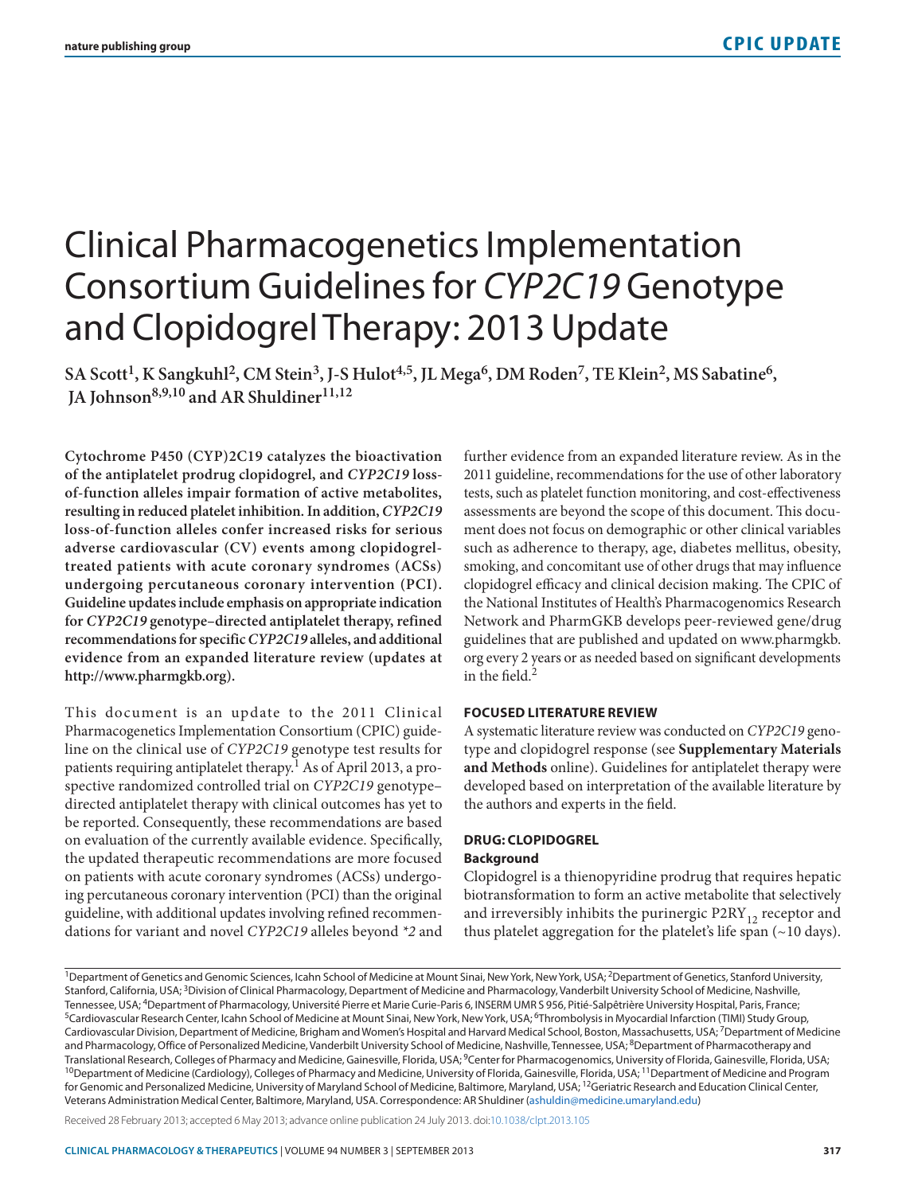# Clinical Pharmacogenetics Implementation Consortium Guidelines for *CYP2C19* Genotype and Clopidogrel Therapy: 2013 Update

**SA Scott[1], K Sangkuhl[2], CM Stein[3], J-S Hulot[4,5], JL Mega[6], DM Roden[7], TE Klein[2], MS Sabatine[6], JA Johnson[8,9,10] and AR Shuldiner[11,12]**

**Cytochrome P450 (CYP)2C19 catalyzes the bioactivation of the antiplatelet prodrug clopidogrel, and *CYP2C19* loss-of-function alleles impair formation of active metabolites, resulting in reduced platelet inhibition. In addition, *CYP2C19* loss-of-function alleles confer increased risks for serious adverse cardiovascular (CV) events among clopidogrel-treated patients with acute coronary syndromes (ACSs) undergoing percutaneous coronary intervention (PCI). Guideline updates include emphasis on appropriate indication for *CYP2C19* genotype–directed antiplatelet therapy, refined recommendations for specific *CYP2C19* alleles, and additional evidence from an expanded literature review (updates at http://www.pharmgkb.org).**

This document is an update to the 2011 Clinical Pharmacogenetics Implementation Consortium (CPIC) guideline on the clinical use of *CYP2C19* genotype test results for patients requiring antiplatelet therapy.[1] As of April 2013, a prospective randomized controlled trial on *CYP2C19* genotype–directed antiplatelet therapy with clinical outcomes has yet to be reported. Consequently, these recommendations are based on evaluation of the currently available evidence. Specifically, the updated therapeutic recommendations are more focused on patients with acute coronary syndromes (ACSs) undergoing percutaneous coronary intervention (PCI) than the original guideline, with additional updates involving refined recommendations for variant and novel *CYP2C19* alleles beyond *\*2* and further evidence from an expanded literature review. As in the 2011 guideline, recommendations for the use of other laboratory tests, such as platelet function monitoring, and cost-effectiveness assessments are beyond the scope of this document. This document does not focus on demographic or other clinical variables such as adherence to therapy, age, diabetes mellitus, obesity, smoking, and concomitant use of other drugs that may influence clopidogrel efficacy and clinical decision making. The CPIC of the National Institutes of Health's Pharmacogenomics Research Network and PharmGKB develops peer-reviewed gene/drug guidelines that are published and updated on www.pharmgkb.org every 2 years or as needed based on significant developments in the field.[2]

## FOCUSED LITERATURE REVIEW

A systematic literature review was conducted on *CYP2C19* genotype and clopidogrel response (see **Supplementary Materials and Methods** online). Guidelines for antiplatelet therapy were developed based on interpretation of the available literature by the authors and experts in the field.

## DRUG: CLOPIDOGREL

### Background

Clopidogrel is a thienopyridine prodrug that requires hepatic biotransformation to form an active metabolite that selectively and irreversibly inhibits the purinergic $P2RY_{12}$ receptor and thus platelet aggregation for the platelet's life span (~10 days).

[1]Department of Genetics and Genomic Sciences, Icahn School of Medicine at Mount Sinai, New York, New York, USA; [2]Department of Genetics, Stanford University, Stanford, California, USA; [3]Division of Clinical Pharmacology, Department of Medicine and Pharmacology, Vanderbilt University School of Medicine, Nashville, Tennessee, USA; [4]Department of Pharmacology, Université Pierre et Marie Curie-Paris 6, INSERM UMR S 956, Pitié-Salpêtrière University Hospital, Paris, France; [5]Cardiovascular Research Center, Icahn School of Medicine at Mount Sinai, New York, New York, USA; [6]Thrombolysis in Myocardial Infarction (TIMI) Study Group, Cardiovascular Division, Department of Medicine, Brigham and Women's Hospital and Harvard Medical School, Boston, Massachusetts, USA; [7]Department of Medicine and Pharmacology, Office of Personalized Medicine, Vanderbilt University School of Medicine, Nashville, Tennessee, USA; [8]Department of Pharmacotherapy and Translational Research, Colleges of Pharmacy and Medicine, Gainesville, Florida, USA; [9]Center for Pharmacogenomics, University of Florida, Gainesville, Florida, USA; [10]Department of Medicine (Cardiology), Colleges of Pharmacy and Medicine, University of Florida, Gainesville, Florida, USA; [11]Department of Medicine and Program for Genomic and Personalized Medicine, University of Maryland School of Medicine, Baltimore, Maryland, USA; [12]Geriatric Research and Education Clinical Center, Veterans Administration Medical Center, Baltimore, Maryland, USA. Correspondence: AR Shuldiner (ashuldin@medicine.umaryland.edu)

Received 28 February 2013; accepted 6 May 2013; advance online publication 24 July 2013. doi:10.1038/clpt.2013.105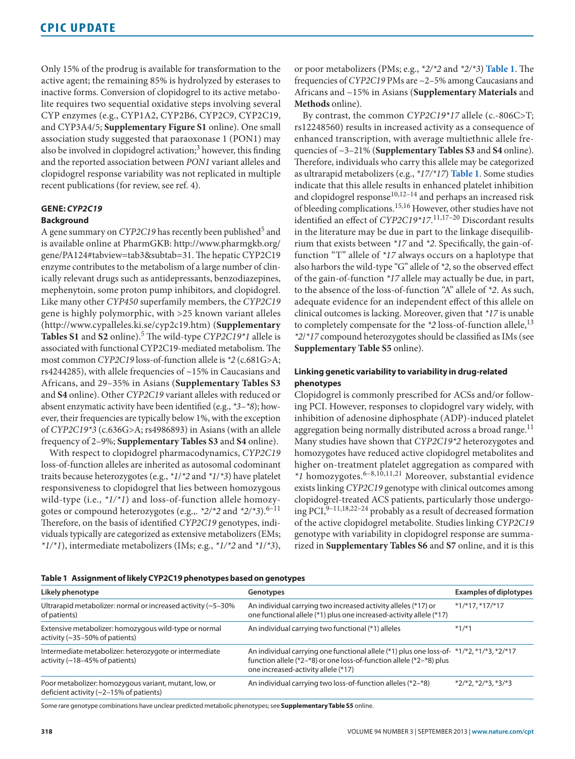Only 15% of the prodrug is available for transformation to the active agent; the remaining 85% is hydrolyzed by esterases to inactive forms. Conversion of clopidogrel to its active metabolite requires two sequential oxidative steps involving several CYP enzymes (e.g., CYP1A2, CYP2B6, CYP2C9, CYP2C19, and CYP3A4/5; **Supplementary Figure S1** online). One small association study suggested that paraoxonase 1 (PON1) may also be involved in clopidogrel activation;[3] however, this finding and the reported association between *PON1* variant alleles and clopidogrel response variability was not replicated in multiple recent publications (for review, see ref. 4).

## GENE: *CYP2C19*

### Background

A gene summary on *CYP2C19* has recently been published[5] and is available online at PharmGKB: http://www.pharmgkb.org/gene/PA124#tabview=tab3&subtab=31. The hepatic CYP2C19 enzyme contributes to the metabolism of a large number of clinically relevant drugs such as antidepressants, benzodiazepines, mephenytoin, some proton pump inhibitors, and clopidogrel. Like many other *CYP450* superfamily members, the *CYP2C19* gene is highly polymorphic, with >25 known variant alleles (http://www.cypalleles.ki.se/cyp2c19.htm) (**Supplementary Tables S1** and **S2** online).[5] The wild-type *CYP2C19\*1* allele is associated with functional CYP2C19-mediated metabolism. The most common *CYP2C19* loss-of-function allele is *\*2* (c.681G>A; rs4244285), with allele frequencies of ~15% in Caucasians and Africans, and 29–35% in Asians (**Supplementary Tables S3** and **S4** online). Other *CYP2C19* variant alleles with reduced or absent enzymatic activity have been identified (e.g., *\*3–\*8*); however, their frequencies are typically below 1%, with the exception of *CYP2C19\*3* (c.636G>A; rs4986893) in Asians (with an allele frequency of 2–9%; **Supplementary Tables S3** and **S4** online).

With respect to clopidogrel pharmacodynamics, *CYP2C19* loss-of-function alleles are inherited as autosomal codominant traits because heterozygotes (e.g., *\*1/\*2* and *\*1/\*3*) have platelet responsiveness to clopidogrel that lies between homozygous wild-type (i.e., *\*1/\*1*) and loss-of-function allele homozygotes or compound heterozygotes (e.g.,. *\*2/\*2* and *\*2/\*3*).[6–11] Therefore, on the basis of identified *CYP2C19* genotypes, individuals typically are categorized as extensive metabolizers (EMs; *\*1/\*1*), intermediate metabolizers (IMs; e.g., *\*1/\*2* and *\*1/\*3*), or poor metabolizers (PMs; e.g., *\*2/\*2* and *\*2/\*3*) **Table 1**. The frequencies of *CYP2C19* PMs are ~2–5% among Caucasians and Africans and ~15% in Asians (**Supplementary Materials** and **Methods** online).

By contrast, the common *CYP2C19\*17* allele (c.-806C>T; rs12248560) results in increased activity as a consequence of enhanced transcription, with average multiethnic allele frequencies of ~3–21% (**Supplementary Tables S3** and **S4** online). Therefore, individuals who carry this allele may be categorized as ultrarapid metabolizers (e.g., *\*17/\*17*) **Table 1**. Some studies indicate that this allele results in enhanced platelet inhibition and clopidogrel response[10,12–14] and perhaps an increased risk of bleeding complications.[15,16] However, other studies have not identified an effect of *CYP2C19\*17*.[11,17–20] Discordant results in the literature may be due in part to the linkage disequilibrium that exists between *\*17* and *\*2*. Specifically, the gain-of-function "T" allele of *\*17* always occurs on a haplotype that also harbors the wild-type "G" allele of *\*2*, so the observed effect of the gain-of-function *\*17* allele may actually be due, in part, to the absence of the loss-of-function "A" allele of *\*2*. As such, adequate evidence for an independent effect of this allele on clinical outcomes is lacking. Moreover, given that *\*17* is unable to completely compensate for the *\*2* loss-of-function allele,[13] *\*2/\*17* compound heterozygotes should be classified as IMs (see **Supplementary Table S5** online).

### Linking genetic variability to variability in drug-related phenotypes

Clopidogrel is commonly prescribed for ACSs and/or following PCI. However, responses to clopidogrel vary widely, with inhibition of adenosine diphosphate (ADP)-induced platelet aggregation being normally distributed across a broad range.[11] Many studies have shown that *CYP2C19\*2* heterozygotes and homozygotes have reduced active clopidogrel metabolites and higher on-treatment platelet aggregation as compared with *\*1* homozygotes.[6–8,10,11,21] Moreover, substantial evidence exists linking *CYP2C19* genotype with clinical outcomes among clopidogrel-treated ACS patients, particularly those undergoing PCI,[9–11,18,22–24] probably as a result of decreased formation of the active clopidogrel metabolite. Studies linking *CYP2C19* genotype with variability in clopidogrel response are summarized in **Supplementary Tables S6** and **S7** online, and it is this

**Table 1 Assignment of likely CYP2C19 phenotypes based on genotypes**

| Likely phenotype | Genotypes | Examples of diplotypes |
|---|---|---|
| Ultrarapid metabolizer: normal or increased activity (~5–30% of patients) | An individual carrying two increased activity alleles (*17) or one functional allele (*1) plus one increased-activity allele (*17) | *1/*17, *17/*17 |
| Extensive metabolizer: homozygous wild-type or normal activity (~35–50% of patients) | An individual carrying two functional (*1) alleles | *1/*1 |
| Intermediate metabolizer: heterozygote or intermediate activity (~18–45% of patients) | An individual carrying one functional allele (*1) plus one loss-of-function allele (*2–*8) or one loss-of-function allele (*2–*8) plus one increased-activity allele (*17) | *1/*2, *1/*3, *2/*17 |
| Poor metabolizer: homozygous variant, mutant, low, or deficient activity (~2–15% of patients) | An individual carrying two loss-of-function alleles (*2–*8) | *2/*2, *2/*3, *3/*3 |

Some rare genotype combinations have unclear predicted metabolic phenotypes; see **Supplementary Table S5** online.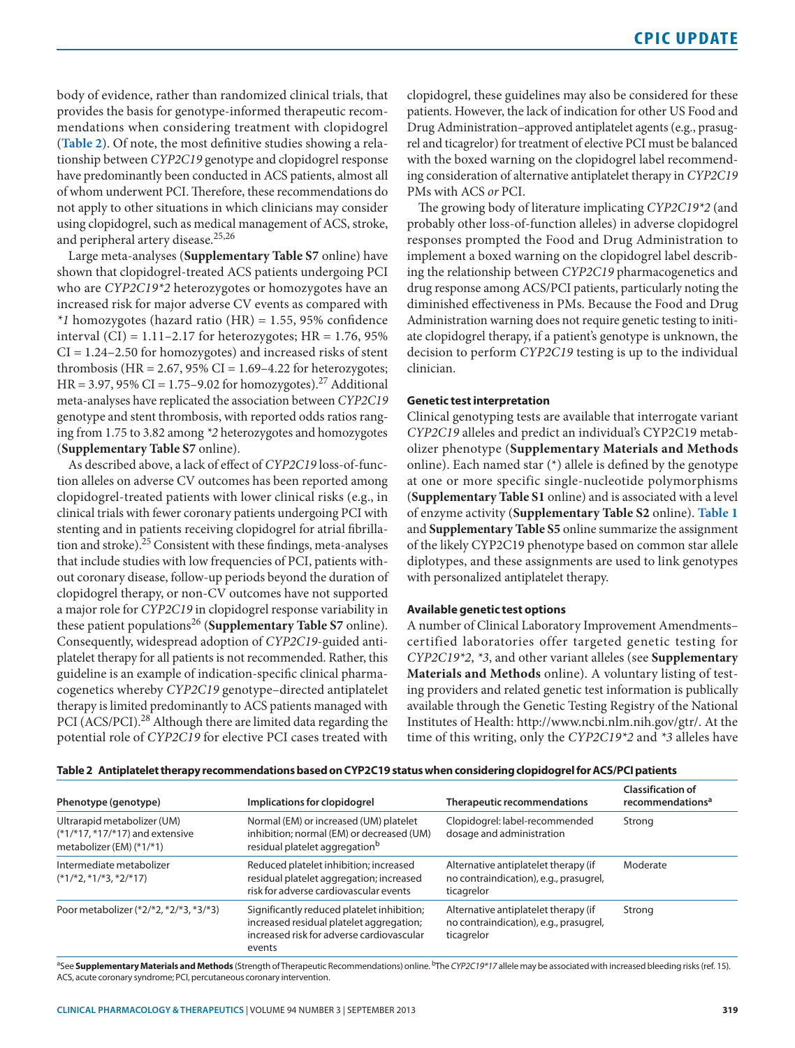body of evidence, rather than randomized clinical trials, that provides the basis for genotype-informed therapeutic recommendations when considering treatment with clopidogrel (**Table 2**). Of note, the most definitive studies showing a relationship between *CYP2C19* genotype and clopidogrel response have predominantly been conducted in ACS patients, almost all of whom underwent PCI. Therefore, these recommendations do not apply to other situations in which clinicians may consider using clopidogrel, such as medical management of ACS, stroke, and peripheral artery disease.[25,26]

Large meta-analyses (**Supplementary Table S7** online) have shown that clopidogrel-treated ACS patients undergoing PCI who are *CYP2C19*2* heterozygotes or homozygotes have an increased risk for major adverse CV events as compared with *\*1* homozygotes (hazard ratio (HR) = 1.55, 95% confidence interval (CI) = 1.11–2.17 for heterozygotes; HR = 1.76, 95% CI = 1.24–2.50 for homozygotes) and increased risks of stent thrombosis (HR = 2.67, 95% CI = 1.69–4.22 for heterozygotes; HR = 3.97, 95% CI = 1.75–9.02 for homozygotes).[27] Additional meta-analyses have replicated the association between *CYP2C19* genotype and stent thrombosis, with reported odds ratios ranging from 1.75 to 3.82 among *\*2* heterozygotes and homozygotes (**Supplementary Table S7** online).

As described above, a lack of effect of *CYP2C19* loss-of-function alleles on adverse CV outcomes has been reported among clopidogrel-treated patients with lower clinical risks (e.g., in clinical trials with fewer coronary patients undergoing PCI with stenting and in patients receiving clopidogrel for atrial fibrillation and stroke).[25] Consistent with these findings, meta-analyses that include studies with low frequencies of PCI, patients without coronary disease, follow-up periods beyond the duration of clopidogrel therapy, or non-CV outcomes have not supported a major role for *CYP2C19* in clopidogrel response variability in these patient populations[26] (**Supplementary Table S7** online). Consequently, widespread adoption of *CYP2C19*-guided antiplatelet therapy for all patients is not recommended. Rather, this guideline is an example of indication-specific clinical pharmacogenetics whereby *CYP2C19* genotype–directed antiplatelet therapy is limited predominantly to ACS patients managed with PCI (ACS/PCI).[28] Although there are limited data regarding the potential role of *CYP2C19* for elective PCI cases treated with clopidogrel, these guidelines may also be considered for these patients. However, the lack of indication for other US Food and Drug Administration–approved antiplatelet agents (e.g., prasugrel and ticagrelor) for treatment of elective PCI must be balanced with the boxed warning on the clopidogrel label recommending consideration of alternative antiplatelet therapy in *CYP2C19* PMs with ACS *or* PCI.

The growing body of literature implicating *CYP2C19*2* (and probably other loss-of-function alleles) in adverse clopidogrel responses prompted the Food and Drug Administration to implement a boxed warning on the clopidogrel label describing the relationship between *CYP2C19* pharmacogenetics and drug response among ACS/PCI patients, particularly noting the diminished effectiveness in PMs. Because the Food and Drug Administration warning does not require genetic testing to initiate clopidogrel therapy, if a patient's genotype is unknown, the decision to perform *CYP2C19* testing is up to the individual clinician.

#### Genetic test interpretation

Clinical genotyping tests are available that interrogate variant *CYP2C19* alleles and predict an individual's CYP2C19 metabolizer phenotype (**Supplementary Materials and Methods** online). Each named star (*) allele is defined by the genotype at one or more specific single-nucleotide polymorphisms (**Supplementary Table S1** online) and is associated with a level of enzyme activity (**Supplementary Table S2** online). **Table 1** and **Supplementary Table S5** online summarize the assignment of the likely CYP2C19 phenotype based on common star allele diplotypes, and these assignments are used to link genotypes with personalized antiplatelet therapy.

#### Available genetic test options

A number of Clinical Laboratory Improvement Amendments–certified laboratories offer targeted genetic testing for *CYP2C19*2*, *\*3*, and other variant alleles (see **Supplementary Materials and Methods** online). A voluntary listing of testing providers and related genetic test information is publically available through the Genetic Testing Registry of the National Institutes of Health: http://www.ncbi.nlm.nih.gov/gtr/. At the time of this writing, only the *CYP2C19*2* and *\*3* alleles have

**Table 2 Antiplatelet therapy recommendations based on CYP2C19 status when considering clopidogrel for ACS/PCI patients**

| Phenotype (genotype) | Implications for clopidogrel | Therapeutic recommendations | Classification of recommendations[a] |
|---|---|---|---|
| Ultrarapid metabolizer (UM) (*1/*17, *17/*17) and extensive metabolizer (EM) (*1/*1) | Normal (EM) or increased (UM) platelet inhibition; normal (EM) or decreased (UM) residual platelet aggregation[b] | Clopidogrel: label-recommended dosage and administration | Strong |
| Intermediate metabolizer (*1/*2, *1/*3, *2/*17) | Reduced platelet inhibition; increased residual platelet aggregation; increased risk for adverse cardiovascular events | Alternative antiplatelet therapy (if no contraindication), e.g., prasugrel, ticagrelor | Moderate |
| Poor metabolizer (*2/*2, *2/*3, *3/*3) | Significantly reduced platelet inhibition; increased residual platelet aggregation; increased risk for adverse cardiovascular events | Alternative antiplatelet therapy (if no contraindication), e.g., prasugrel, ticagrelor | Strong |

[a]See **Supplementary Materials and Methods** (Strength of Therapeutic Recommendations) online. [b]The *CYP2C19*17* allele may be associated with increased bleeding risks (ref. 15). ACS, acute coronary syndrome; PCI, percutaneous coronary intervention.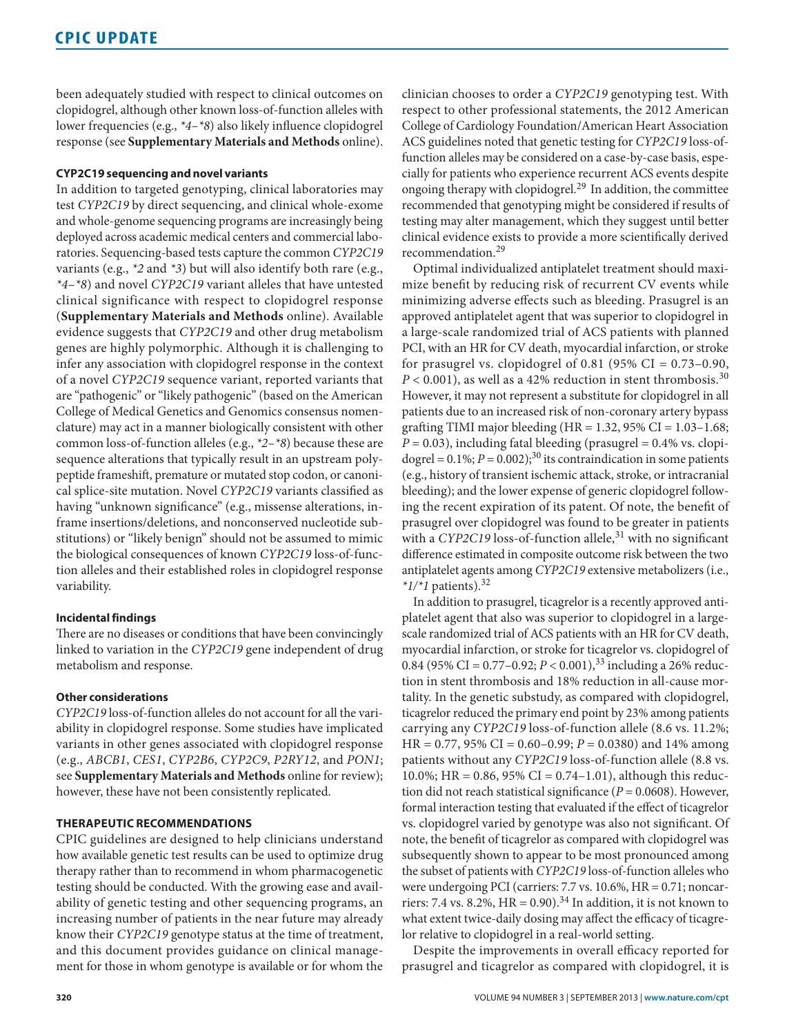been adequately studied with respect to clinical outcomes on clopidogrel, although other known loss-of-function alleles with lower frequencies (e.g., *\*4–\*8*) also likely influence clopidogrel response (see **Supplementary Materials and Methods** online).

### CYP2C19 sequencing and novel variants

In addition to targeted genotyping, clinical laboratories may test *CYP2C19* by direct sequencing, and clinical whole-exome and whole-genome sequencing programs are increasingly being deployed across academic medical centers and commercial laboratories. Sequencing-based tests capture the common *CYP2C19* variants (e.g., *\*2* and *\*3*) but will also identify both rare (e.g., *\*4–\*8*) and novel *CYP2C19* variant alleles that have untested clinical significance with respect to clopidogrel response (**Supplementary Materials and Methods** online). Available evidence suggests that *CYP2C19* and other drug metabolism genes are highly polymorphic. Although it is challenging to infer any association with clopidogrel response in the context of a novel *CYP2C19* sequence variant, reported variants that are "pathogenic" or "likely pathogenic" (based on the American College of Medical Genetics and Genomics consensus nomenclature) may act in a manner biologically consistent with other common loss-of-function alleles (e.g., *\*2–\*8*) because these are sequence alterations that typically result in an upstream polypeptide frameshift, premature or mutated stop codon, or canonical splice-site mutation. Novel *CYP2C19* variants classified as having "unknown significance" (e.g., missense alterations, inframe insertions/deletions, and nonconserved nucleotide substitutions) or "likely benign" should not be assumed to mimic the biological consequences of known *CYP2C19* loss-of-function alleles and their established roles in clopidogrel response variability.

### Incidental findings

There are no diseases or conditions that have been convincingly linked to variation in the *CYP2C19* gene independent of drug metabolism and response.

### Other considerations

*CYP2C19* loss-of-function alleles do not account for all the variability in clopidogrel response. Some studies have implicated variants in other genes associated with clopidogrel response (e.g., *ABCB1*, *CES1*, *CYP2B6*, *CYP2C9*, *P2RY12*, and *PON1*; see **Supplementary Materials and Methods** online for review); however, these have not been consistently replicated.

## THERAPEUTIC RECOMMENDATIONS

CPIC guidelines are designed to help clinicians understand how available genetic test results can be used to optimize drug therapy rather than to recommend in whom pharmacogenetic testing should be conducted. With the growing ease and availability of genetic testing and other sequencing programs, an increasing number of patients in the near future may already know their *CYP2C19* genotype status at the time of treatment, and this document provides guidance on clinical management for those in whom genotype is available or for whom the clinician chooses to order a *CYP2C19* genotyping test. With respect to other professional statements, the 2012 American College of Cardiology Foundation/American Heart Association ACS guidelines noted that genetic testing for *CYP2C19* loss-of-function alleles may be considered on a case-by-case basis, especially for patients who experience recurrent ACS events despite ongoing therapy with clopidogrel.[29] In addition, the committee recommended that genotyping might be considered if results of testing may alter management, which they suggest until better clinical evidence exists to provide a more scientifically derived recommendation.[29]

Optimal individualized antiplatelet treatment should maximize benefit by reducing risk of recurrent CV events while minimizing adverse effects such as bleeding. Prasugrel is an approved antiplatelet agent that was superior to clopidogrel in a large-scale randomized trial of ACS patients with planned PCI, with an HR for CV death, myocardial infarction, or stroke for prasugrel vs. clopidogrel of 0.81 (95% CI = 0.73–0.90, $P < 0.001$), as well as a 42% reduction in stent thrombosis.[30] However, it may not represent a substitute for clopidogrel in all patients due to an increased risk of non-coronary artery bypass grafting TIMI major bleeding (HR = 1.32, 95% CI = 1.03–1.68; $P = 0.03$), including fatal bleeding (prasugrel = 0.4% vs. clopidogrel = 0.1%; $P = 0.002$);[30] its contraindication in some patients (e.g., history of transient ischemic attack, stroke, or intracranial bleeding); and the lower expense of generic clopidogrel following the recent expiration of its patent. Of note, the benefit of prasugrel over clopidogrel was found to be greater in patients with a *CYP2C19* loss-of-function allele,[31] with no significant difference estimated in composite outcome risk between the two antiplatelet agents among *CYP2C19* extensive metabolizers (i.e., *\*1/\*1* patients).[32]

In addition to prasugrel, ticagrelor is a recently approved antiplatelet agent that also was superior to clopidogrel in a large-scale randomized trial of ACS patients with an HR for CV death, myocardial infarction, or stroke for ticagrelor vs. clopidogrel of 0.84 (95% CI = 0.77–0.92; $P < 0.001$),[33] including a 26% reduction in stent thrombosis and 18% reduction in all-cause mortality. In the genetic substudy, as compared with clopidogrel, ticagrelor reduced the primary end point by 23% among patients carrying any *CYP2C19* loss-of-function allele (8.6 vs. 11.2%; HR = 0.77, 95% CI = 0.60–0.99; $P = 0.0380$) and 14% among patients without any *CYP2C19* loss-of-function allele (8.8 vs. 10.0%; HR = 0.86, 95% CI = 0.74–1.01), although this reduction did not reach statistical significance ($P = 0.0608$). However, formal interaction testing that evaluated if the effect of ticagrelor vs. clopidogrel varied by genotype was also not significant. Of note, the benefit of ticagrelor as compared with clopidogrel was subsequently shown to appear to be most pronounced among the subset of patients with *CYP2C19* loss-of-function alleles who were undergoing PCI (carriers: 7.7 vs. 10.6%, HR = 0.71; noncarriers: 7.4 vs. 8.2%, HR = 0.90).[34] In addition, it is not known to what extent twice-daily dosing may affect the efficacy of ticagrelor relative to clopidogrel in a real-world setting.

Despite the improvements in overall efficacy reported for prasugrel and ticagrelor as compared with clopidogrel, it is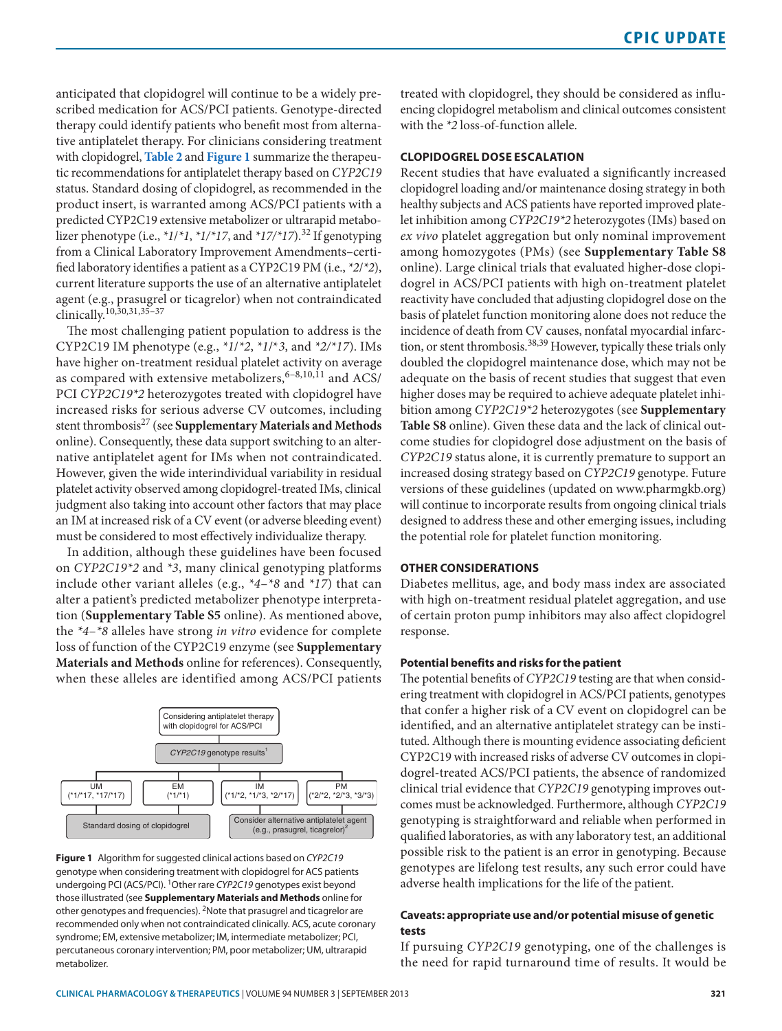anticipated that clopidogrel will continue to be a widely prescribed medication for ACS/PCI patients. Genotype-directed therapy could identify patients who benefit most from alternative antiplatelet therapy. For clinicians considering treatment with clopidogrel, **Table 2** and **Figure 1** summarize the therapeutic recommendations for antiplatelet therapy based on *CYP2C19* status. Standard dosing of clopidogrel, as recommended in the product insert, is warranted among ACS/PCI patients with a predicted CYP2C19 extensive metabolizer or ultrarapid metabolizer phenotype (i.e., *\*1/\*1*, *\*1/\*17*, and *\*17/\*17*).[32] If genotyping from a Clinical Laboratory Improvement Amendments–certified laboratory identifies a patient as a CYP2C19 PM (i.e., *\*2/\*2*), current literature supports the use of an alternative antiplatelet agent (e.g., prasugrel or ticagrelor) when not contraindicated clinically.[10,30,31,35–37]

The most challenging patient population to address is the CYP2C19 IM phenotype (e.g., *\*1/\*2*, *\*1/\*3*, and *\*2/\*17*). IMs have higher on-treatment residual platelet activity on average as compared with extensive metabolizers,[6–8,10,11] and ACS/PCI *CYP2C19\*2* heterozygotes treated with clopidogrel have increased risks for serious adverse CV outcomes, including stent thrombosis[27] (see **Supplementary Materials and Methods** online). Consequently, these data support switching to an alternative antiplatelet agent for IMs when not contraindicated. However, given the wide interindividual variability in residual platelet activity observed among clopidogrel-treated IMs, clinical judgment also taking into account other factors that may place an IM at increased risk of a CV event (or adverse bleeding event) must be considered to most effectively individualize therapy.

In addition, although these guidelines have been focused on *CYP2C19\*2* and *\*3*, many clinical genotyping platforms include other variant alleles (e.g., *\*4–\*8* and *\*17*) that can alter a patient's predicted metabolizer phenotype interpretation (**Supplementary Table S5** online). As mentioned above, the *\*4–\*8* alleles have strong *in vitro* evidence for complete loss of function of the CYP2C19 enzyme (see **Supplementary Materials and Methods** online for references). Consequently, when these alleles are identified among ACS/PCI patients treated with clopidogrel, they should be considered as influencing clopidogrel metabolism and clinical outcomes consistent with the *\*2* loss-of-function allele.

Considering antiplatelet therapy with clopidogrel for ACS/PCI → *CYP2C19* genotype results[1] → UM (*1/*17, *17/*17), EM (*1/*1): Standard dosing of clopidogrel; IM (*1/*2, *1/*3, *2/*17), PM (*2/*2, *2/*3, *3/*3): Consider alternative antiplatelet agent (e.g., prasugrel, ticagrelor)[2]

**Figure 1** Algorithm for suggested clinical actions based on *CYP2C19* genotype when considering treatment with clopidogrel for ACS patients undergoing PCI (ACS/PCI). [1]Other rare *CYP2C19* genotypes exist beyond those illustrated (see **Supplementary Materials and Methods** online for other genotypes and frequencies). [2]Note that prasugrel and ticagrelor are recommended only when not contraindicated clinically. ACS, acute coronary syndrome; EM, extensive metabolizer; IM, intermediate metabolizer; PCI, percutaneous coronary intervention; PM, poor metabolizer; UM, ultrarapid metabolizer.

## CLOPIDOGREL DOSE ESCALATION

Recent studies that have evaluated a significantly increased clopidogrel loading and/or maintenance dosing strategy in both healthy subjects and ACS patients have reported improved platelet inhibition among *CYP2C19\*2* heterozygotes (IMs) based on *ex vivo* platelet aggregation but only nominal improvement among homozygotes (PMs) (see **Supplementary Table S8** online). Large clinical trials that evaluated higher-dose clopidogrel in ACS/PCI patients with high on-treatment platelet reactivity have concluded that adjusting clopidogrel dose on the basis of platelet function monitoring alone does not reduce the incidence of death from CV causes, nonfatal myocardial infarction, or stent thrombosis.[38,39] However, typically these trials only doubled the clopidogrel maintenance dose, which may not be adequate on the basis of recent studies that suggest that even higher doses may be required to achieve adequate platelet inhibition among *CYP2C19\*2* heterozygotes (see **Supplementary Table S8** online). Given these data and the lack of clinical outcome studies for clopidogrel dose adjustment on the basis of *CYP2C19* status alone, it is currently premature to support an increased dosing strategy based on *CYP2C19* genotype. Future versions of these guidelines (updated on www.pharmgkb.org) will continue to incorporate results from ongoing clinical trials designed to address these and other emerging issues, including the potential role for platelet function monitoring.

## OTHER CONSIDERATIONS

Diabetes mellitus, age, and body mass index are associated with high on-treatment residual platelet aggregation, and use of certain proton pump inhibitors may also affect clopidogrel response.

### Potential benefits and risks for the patient

The potential benefits of *CYP2C19* testing are that when considering treatment with clopidogrel in ACS/PCI patients, genotypes that confer a higher risk of a CV event on clopidogrel can be identified, and an alternative antiplatelet strategy can be instituted. Although there is mounting evidence associating deficient CYP2C19 with increased risks of adverse CV outcomes in clopidogrel-treated ACS/PCI patients, the absence of randomized clinical trial evidence that *CYP2C19* genotyping improves outcomes must be acknowledged. Furthermore, although *CYP2C19* genotyping is straightforward and reliable when performed in qualified laboratories, as with any laboratory test, an additional possible risk to the patient is an error in genotyping. Because genotypes are lifelong test results, any such error could have adverse health implications for the life of the patient.

### Caveats: appropriate use and/or potential misuse of genetic tests

If pursuing *CYP2C19* genotyping, one of the challenges is the need for rapid turnaround time of results. It would be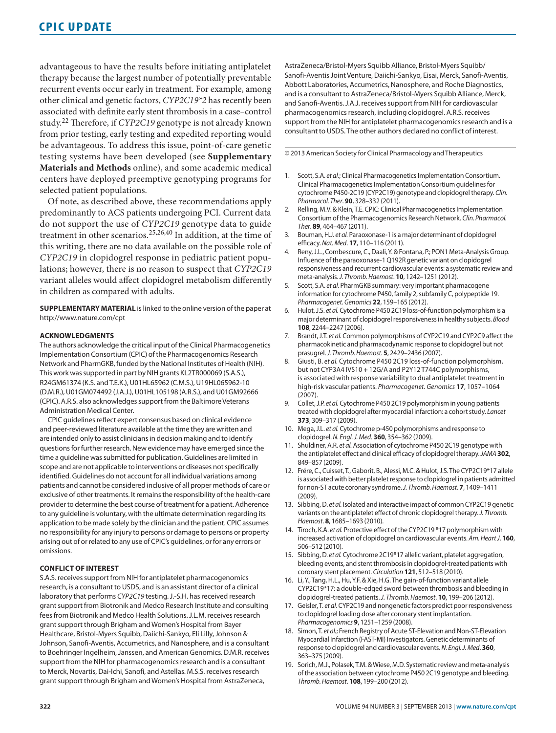advantageous to have the results before initiating antiplatelet therapy because the largest number of potentially preventable recurrent events occur early in treatment. For example, among other clinical and genetic factors, *CYP2C19\*2* has recently been associated with definite early stent thrombosis in a case–control study.[22] Therefore, if *CYP2C19* genotype is not already known from prior testing, early testing and expedited reporting would be advantageous. To address this issue, point-of-care genetic testing systems have been developed (see **Supplementary Materials and Methods** online), and some academic medical centers have deployed preemptive genotyping programs for selected patient populations.

Of note, as described above, these recommendations apply predominantly to ACS patients undergoing PCI. Current data do not support the use of *CYP2C19* genotype data to guide treatment in other scenarios.[25,26,40] In addition, at the time of this writing, there are no data available on the possible role of *CYP2C19* in clopidogrel response in pediatric patient populations; however, there is no reason to suspect that *CYP2C19* variant alleles would affect clopidogrel metabolism differently in children as compared with adults.

**SUPPLEMENTARY MATERIAL** is linked to the online version of the paper at http://www.nature.com/cpt

## ACKNOWLEDGMENTS

The authors acknowledge the critical input of the Clinical Pharmacogenetics Implementation Consortium (CPIC) of the Pharmacogenomics Research Network and PharmGKB, funded by the National Institutes of Health (NIH). This work was supported in part by NIH grants KL2TR000069 (S.A.S.), R24GM61374 (K.S. and T.E.K.), U01HL65962 (C.M.S.), U19HL065962-10 (D.M.R.), U01GM074492 (J.A.J.), U01HL105198 (A.R.S.), and U01GM92666 (CPIC). A.R.S. also acknowledges support from the Baltimore Veterans Administration Medical Center.

CPIC guidelines reflect expert consensus based on clinical evidence and peer-reviewed literature available at the time they are written and are intended only to assist clinicians in decision making and to identify questions for further research. New evidence may have emerged since the time a guideline was submitted for publication. Guidelines are limited in scope and are not applicable to interventions or diseases not specifically identified. Guidelines do not account for all individual variations among patients and cannot be considered inclusive of all proper methods of care or exclusive of other treatments. It remains the responsibility of the health-care provider to determine the best course of treatment for a patient. Adherence to any guideline is voluntary, with the ultimate determination regarding its application to be made solely by the clinician and the patient. CPIC assumes no responsibility for any injury to persons or damage to persons or property arising out of or related to any use of CPIC's guidelines, or for any errors or omissions.

## CONFLICT OF INTEREST

S.A.S. receives support from NIH for antiplatelet pharmacogenomics research, is a consultant to USDS, and is an assistant director of a clinical laboratory that performs *CYP2C19* testing. J.-S.H. has received research grant support from Biotronik and Medco Research Institute and consulting fees from Biotronik and Medco Health Solutions. J.L.M. receives research grant support through Brigham and Women's Hospital from Bayer Healthcare, Bristol-Myers Squibb, Daiichi-Sankyo, Eli Lilly, Johnson & Johnson, Sanofi-Aventis, Accumetrics, and Nanosphere, and is a consultant to Boehringer Ingelheim, Janssen, and American Genomics. D.M.R. receives support from the NIH for pharmacogenomics research and is a consultant to Merck, Novartis, Dai-Ichi, Sanofi, and Astellas. M.S.S. receives research grant support through Brigham and Women's Hospital from AstraZeneca, AstraZeneca/Bristol-Myers Squibb Alliance, Bristol-Myers Squibb/Sanofi-Aventis Joint Venture, Daiichi-Sankyo, Eisai, Merck, Sanofi-Aventis, Abbott Laboratories, Accumetrics, Nanosphere, and Roche Diagnostics, and is a consultant to AstraZeneca/Bristol-Myers Squibb Alliance, Merck, and Sanofi-Aventis. J.A.J. receives support from NIH for cardiovascular pharmacogenomics research, including clopidogrel. A.R.S. receives support from the NIH for antiplatelet pharmacogenomics research and is a consultant to USDS. The other authors declared no conflict of interest.

© 2013 American Society for Clinical Pharmacology and Therapeutics

1. Scott, S.A. *et al.*; Clinical Pharmacogenetics Implementation Consortium. Clinical Pharmacogenetics Implementation Consortium guidelines for cytochrome P450-2C19 (CYP2C19) genotype and clopidogrel therapy. *Clin. Pharmacol. Ther.* **90**, 328–332 (2011).
2. Relling, M.V. & Klein, T.E. CPIC: Clinical Pharmacogenetics Implementation Consortium of the Pharmacogenomics Research Network. *Clin. Pharmacol. Ther.* **89**, 464–467 (2011).
3. Bouman, H.J. *et al.* Paraoxonase-1 is a major determinant of clopidogrel efficacy. *Nat. Med*. **17**, 110–116 (2011).
4. Reny, J.L., Combescure, C., Daali, Y. & Fontana, P.; PON1 Meta-Analysis Group. Influence of the paraoxonase-1 Q192R genetic variant on clopidogrel responsiveness and recurrent cardiovascular events: a systematic review and meta-analysis. *J. Thromb. Haemost*. **10**, 1242–1251 (2012).
5. Scott, S.A. *et al.* PharmGKB summary: very important pharmacogene information for cytochrome P450, family 2, subfamily C, polypeptide 19. *Pharmacogenet. Genomics* **22**, 159–165 (2012).
6. Hulot, J.S. *et al.* Cytochrome P450 2C19 loss-of-function polymorphism is a major determinant of clopidogrel responsiveness in healthy subjects. *Blood* **108**, 2244–2247 (2006).
7. Brandt, J.T. *et al.* Common polymorphisms of CYP2C19 and CYP2C9 affect the pharmacokinetic and pharmacodynamic response to clopidogrel but not prasugrel. *J. Thromb. Haemost*. **5**, 2429–2436 (2007).
8. Giusti, B. *et al.* Cytochrome P450 2C19 loss-of-function polymorphism, but not CYP3A4 IVS10 + 12G/A and P2Y12 T744C polymorphisms, is associated with response variability to dual antiplatelet treatment in high-risk vascular patients. *Pharmacogenet. Genomics* **17**, 1057–1064 (2007).
9. Collet, J.P. *et al.* Cytochrome P450 2C19 polymorphism in young patients treated with clopidogrel after myocardial infarction: a cohort study. *Lancet* **373**, 309–317 (2009).
10. Mega, J.L. *et al.* Cytochrome p-450 polymorphisms and response to clopidogrel. *N. Engl. J. Med*. **360**, 354–362 (2009).
11. Shuldiner, A.R. *et al.* Association of cytochrome P450 2C19 genotype with the antiplatelet effect and clinical efficacy of clopidogrel therapy. *JAMA* **302**, 849–857 (2009).
12. Frére, C., Cuisset, T., Gaborit, B., Alessi, M.C. & Hulot, J.S. The CYP2C19\*17 allele is associated with better platelet response to clopidogrel in patients admitted for non-ST acute coronary syndrome. *J. Thromb. Haemost*. **7**, 1409–1411 (2009).
13. Sibbing, D. *et al.* Isolated and interactive impact of common CYP2C19 genetic variants on the antiplatelet effect of chronic clopidogrel therapy. *J. Thromb. Haemost*. **8**, 1685–1693 (2010).
14. Tiroch, K.A. *et al.* Protective effect of the CYP2C19 \*17 polymorphism with increased activation of clopidogrel on cardiovascular events. *Am. Heart J*. **160**, 506–512 (2010).
15. Sibbing, D. *et al.* Cytochrome 2C19\*17 allelic variant, platelet aggregation, bleeding events, and stent thrombosis in clopidogrel-treated patients with coronary stent placement. *Circulation* **121**, 512–518 (2010).
16. Li, Y., Tang, H.L., Hu, Y.F. & Xie, H.G. The gain-of-function variant allele CYP2C19\*17: a double-edged sword between thrombosis and bleeding in clopidogrel-treated patients. *J. Thromb. Haemost*. **10**, 199–206 (2012).
17. Geisler, T. *et al.* CYP2C19 and nongenetic factors predict poor responsiveness to clopidogrel loading dose after coronary stent implantation. *Pharmacogenomics* **9**, 1251–1259 (2008).
18. Simon, T. *et al.*; French Registry of Acute ST-Elevation and Non-ST-Elevation Myocardial Infarction (FAST-MI) Investigators. Genetic determinants of response to clopidogrel and cardiovascular events. *N. Engl. J. Med*. **360**, 363–375 (2009).
19. Sorich, M.J., Polasek, T.M. & Wiese, M.D. Systematic review and meta-analysis of the association between cytochrome P450 2C19 genotype and bleeding. *Thromb. Haemost*. **108**, 199–200 (2012).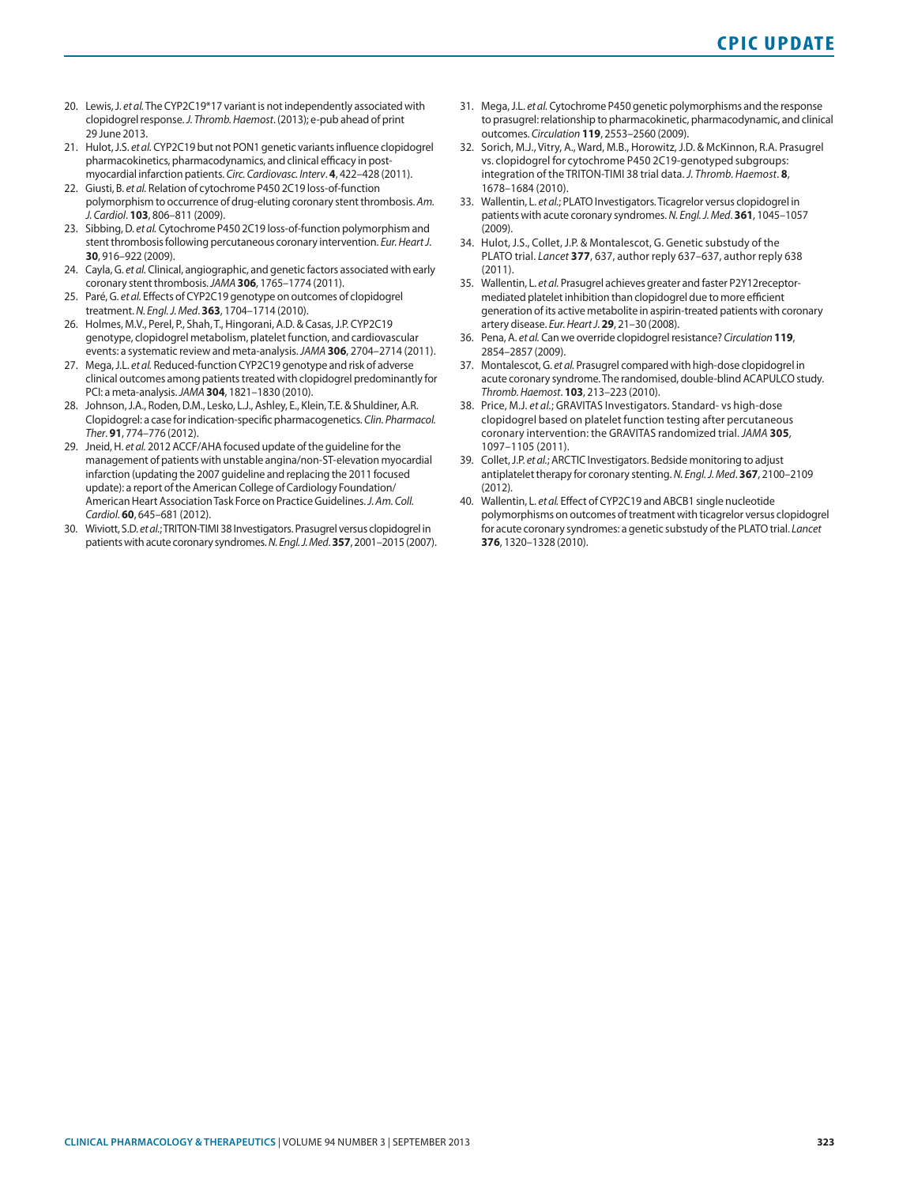20. Lewis, J. *et al.* The CYP2C19*17 variant is not independently associated with clopidogrel response. *J. Thromb. Haemost*. (2013); e-pub ahead of print 29 June 2013.
21. Hulot, J.S. *et al.* CYP2C19 but not PON1 genetic variants influence clopidogrel pharmacokinetics, pharmacodynamics, and clinical efficacy in post-myocardial infarction patients. *Circ. Cardiovasc. Interv*. **4**, 422–428 (2011).
22. Giusti, B. *et al.* Relation of cytochrome P450 2C19 loss-of-function polymorphism to occurrence of drug-eluting coronary stent thrombosis. *Am. J. Cardiol*. **103**, 806–811 (2009).
23. Sibbing, D. *et al.* Cytochrome P450 2C19 loss-of-function polymorphism and stent thrombosis following percutaneous coronary intervention. *Eur. Heart J*. **30**, 916–922 (2009).
24. Cayla, G. *et al.* Clinical, angiographic, and genetic factors associated with early coronary stent thrombosis. *JAMA* **306**, 1765–1774 (2011).
25. Paré, G. *et al.* Effects of CYP2C19 genotype on outcomes of clopidogrel treatment. *N. Engl. J. Med*. **363**, 1704–1714 (2010).
26. Holmes, M.V., Perel, P., Shah, T., Hingorani, A.D. & Casas, J.P. CYP2C19 genotype, clopidogrel metabolism, platelet function, and cardiovascular events: a systematic review and meta-analysis. *JAMA* **306**, 2704–2714 (2011).
27. Mega, J.L. *et al.* Reduced-function CYP2C19 genotype and risk of adverse clinical outcomes among patients treated with clopidogrel predominantly for PCI: a meta-analysis. *JAMA* **304**, 1821–1830 (2010).
28. Johnson, J.A., Roden, D.M., Lesko, L.J., Ashley, E., Klein, T.E. & Shuldiner, A.R. Clopidogrel: a case for indication-specific pharmacogenetics. *Clin. Pharmacol. Ther*. **91**, 774–776 (2012).
29. Jneid, H. *et al.* 2012 ACCF/AHA focused update of the guideline for the management of patients with unstable angina/non-ST-elevation myocardial infarction (updating the 2007 guideline and replacing the 2011 focused update): a report of the American College of Cardiology Foundation/American Heart Association Task Force on Practice Guidelines. *J. Am. Coll. Cardiol*. **60**, 645–681 (2012).
30. Wiviott, S.D. *et al.*; TRITON-TIMI 38 Investigators. Prasugrel versus clopidogrel in patients with acute coronary syndromes. *N. Engl. J. Med*. **357**, 2001–2015 (2007).
31. Mega, J.L. *et al.* Cytochrome P450 genetic polymorphisms and the response to prasugrel: relationship to pharmacokinetic, pharmacodynamic, and clinical outcomes. *Circulation* **119**, 2553–2560 (2009).
32. Sorich, M.J., Vitry, A., Ward, M.B., Horowitz, J.D. & McKinnon, R.A. Prasugrel vs. clopidogrel for cytochrome P450 2C19-genotyped subgroups: integration of the TRITON-TIMI 38 trial data. *J. Thromb. Haemost*. **8**, 1678–1684 (2010).
33. Wallentin, L. *et al.*; PLATO Investigators. Ticagrelor versus clopidogrel in patients with acute coronary syndromes. *N. Engl. J. Med*. **361**, 1045–1057 (2009).
34. Hulot, J.S., Collet, J.P. & Montalescot, G. Genetic substudy of the PLATO trial. *Lancet* **377**, 637, author reply 637–637, author reply 638 (2011).
35. Wallentin, L. *et al.* Prasugrel achieves greater and faster P2Y12receptor-mediated platelet inhibition than clopidogrel due to more efficient generation of its active metabolite in aspirin-treated patients with coronary artery disease. *Eur. Heart J*. **29**, 21–30 (2008).
36. Pena, A. *et al.* Can we override clopidogrel resistance? *Circulation* **119**, 2854–2857 (2009).
37. Montalescot, G. *et al.* Prasugrel compared with high-dose clopidogrel in acute coronary syndrome. The randomised, double-blind ACAPULCO study. *Thromb. Haemost*. **103**, 213–223 (2010).
38. Price, M.J. *et al.*; GRAVITAS Investigators. Standard- vs high-dose clopidogrel based on platelet function testing after percutaneous coronary intervention: the GRAVITAS randomized trial. *JAMA* **305**, 1097–1105 (2011).
39. Collet, J.P. *et al.*; ARCTIC Investigators. Bedside monitoring to adjust antiplatelet therapy for coronary stenting. *N. Engl. J. Med*. **367**, 2100–2109 (2012).
40. Wallentin, L. *et al.* Effect of CYP2C19 and ABCB1 single nucleotide polymorphisms on outcomes of treatment with ticagrelor versus clopidogrel for acute coronary syndromes: a genetic substudy of the PLATO trial. *Lancet* **376**, 1320–1328 (2010).